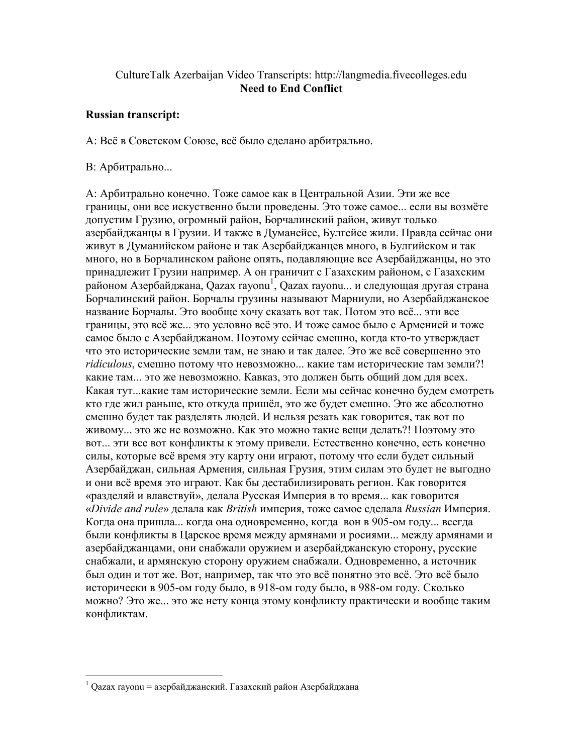CultureTalk Azerbaijan Video Transcripts: http://langmedia.fivecolleges.edu
**Need to End Conflict**

**Russian transcript:**

A: Всё в Советском Союзе, всё было сделано арбитрально.

B: Арбитрально...

A: Арбитрально конечно. Тоже самое как в Центральной Азии. Эти же все границы, они все искуственно были проведены. Это тоже самое... если вы возмёте допустим Грузию, огромный район, Борчалинский район, живут только азербайджанцы в Грузии. И также в Думанейсе, Булгейсе жили. Правда сейчас они живут в Думанийском районе и так Азербайджанцев много, в Булгийском и так много, но в Борчалинском районе опять, подавляющие все Азербайджанцы, но это принадлежит Грузии например. А он граничит с Газахским районом, с Газахским районом Азербайджана, Qazax rayonu[1], Qazax rayonu... и следующая другая страна Борчалинский район. Борчалы грузины называют Марниули, но Азербайджанское название Борчалы. Это вообще хочу сказать вот так. Потом это всё... эти все границы, это всё же... это условно всё это. И тоже самое было с Арменией и тоже самое было с Азербайджаном. Поэтому сейчас смешно, когда кто-то утверждает что это исторические земли там, не знаю и так далее. Это же всё совершенно это *ridiculous*, смешно потому что невозможно... какие там исторические там земли?! какие там... это же невозможно. Кавказ, это должен быть общий дом для всех. Какая тут...какие там исторические земли. Если мы сейчас конечно будем смотреть кто где жил раньше, кто откуда пришёл, это же будет смешно. Это же абсолютно смешно будет так разделять людей. И нельзя резать как говорится, так вот по живому... это же не возможно. Как это можно такие вещи делать?! Поэтому это вот... эти все вот конфликты к этому привели. Естественно конечно, есть конечно силы, которые всё время эту карту они играют, потому что если будет сильный Азербайджан, сильная Армения, сильная Грузия, этим силам это будет не выгодно и они всё время это играют. Как бы дестабилизировать регион. Как говорится «разделяй и влавствуй», делала Русская Империя в то время... как говорится «*Divide and rule*» делала как *British* империя, тоже самое сделала *Russian* Империя. Когда она пришла... когда она одновременно, когда вон в 905-ом году... всегда были конфликты в Царское время между армянами и росиями... между армянами и азербайджанцами, они снабжали оружием и азербайджанскую сторону, русские снабжали, и армянскую сторону оружием снабжали. Одновременно, а источник был один и тот же. Вот, например, так что это всё понятно это всё. Это всё было исторически в 905-ом году было, в 918-ом году было, в 988-ом году. Сколько можно? Это же... это же нету конца этому конфликту практически и вообще таким конфликтам.

---

[1] Qazax rayonu = азербайджанский. Газахский район Азербайджана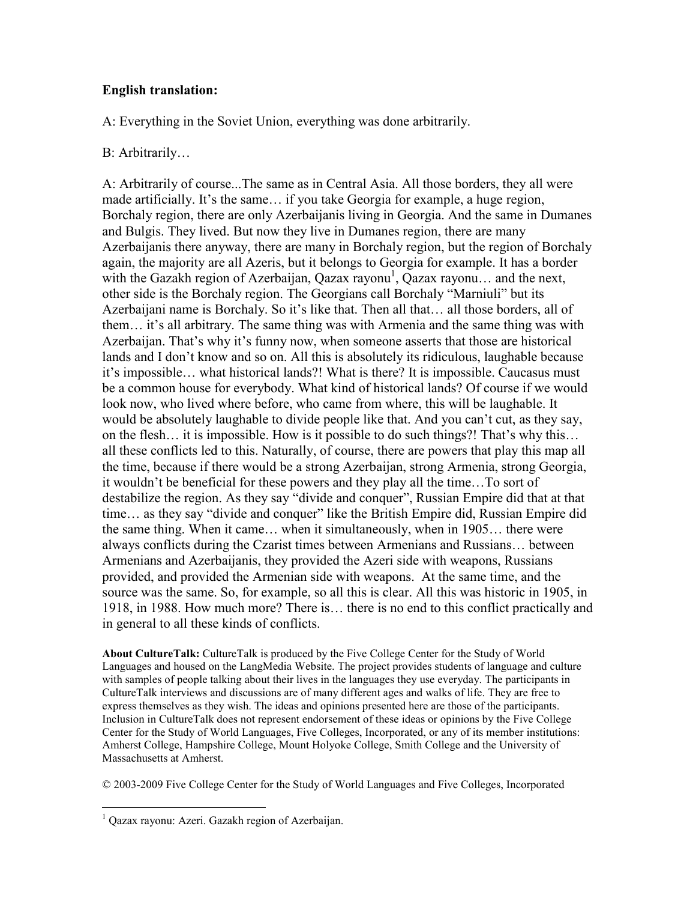**English translation:**

A: Everything in the Soviet Union, everything was done arbitrarily.

B: Arbitrarily…

A: Arbitrarily of course...The same as in Central Asia. All those borders, they all were made artificially. It's the same… if you take Georgia for example, a huge region, Borchaly region, there are only Azerbaijanis living in Georgia. And the same in Dumanes and Bulgis. They lived. But now they live in Dumanes region, there are many Azerbaijanis there anyway, there are many in Borchaly region, but the region of Borchaly again, the majority are all Azeris, but it belongs to Georgia for example. It has a border with the Gazakh region of Azerbaijan, Qazax rayonu[1], Qazax rayonu… and the next, other side is the Borchaly region. The Georgians call Borchaly "Marniuli" but its Azerbaijani name is Borchaly. So it's like that. Then all that… all those borders, all of them… it's all arbitrary. The same thing was with Armenia and the same thing was with Azerbaijan. That's why it's funny now, when someone asserts that those are historical lands and I don't know and so on. All this is absolutely its ridiculous, laughable because it's impossible… what historical lands?! What is there? It is impossible. Caucasus must be a common house for everybody. What kind of historical lands? Of course if we would look now, who lived where before, who came from where, this will be laughable. It would be absolutely laughable to divide people like that. And you can't cut, as they say, on the flesh… it is impossible. How is it possible to do such things?! That's why this… all these conflicts led to this. Naturally, of course, there are powers that play this map all the time, because if there would be a strong Azerbaijan, strong Armenia, strong Georgia, it wouldn't be beneficial for these powers and they play all the time…To sort of destabilize the region. As they say "divide and conquer", Russian Empire did that at that time… as they say "divide and conquer" like the British Empire did, Russian Empire did the same thing. When it came… when it simultaneously, when in 1905… there were always conflicts during the Czarist times between Armenians and Russians… between Armenians and Azerbaijanis, they provided the Azeri side with weapons, Russians provided, and provided the Armenian side with weapons. At the same time, and the source was the same. So, for example, so all this is clear. All this was historic in 1905, in 1918, in 1988. How much more? There is… there is no end to this conflict practically and in general to all these kinds of conflicts.

**About CultureTalk:** CultureTalk is produced by the Five College Center for the Study of World Languages and housed on the LangMedia Website. The project provides students of language and culture with samples of people talking about their lives in the languages they use everyday. The participants in CultureTalk interviews and discussions are of many different ages and walks of life. They are free to express themselves as they wish. The ideas and opinions presented here are those of the participants. Inclusion in CultureTalk does not represent endorsement of these ideas or opinions by the Five College Center for the Study of World Languages, Five Colleges, Incorporated, or any of its member institutions: Amherst College, Hampshire College, Mount Holyoke College, Smith College and the University of Massachusetts at Amherst.

© 2003-2009 Five College Center for the Study of World Languages and Five Colleges, Incorporated

[1] Qazax rayonu: Azeri. Gazakh region of Azerbaijan.